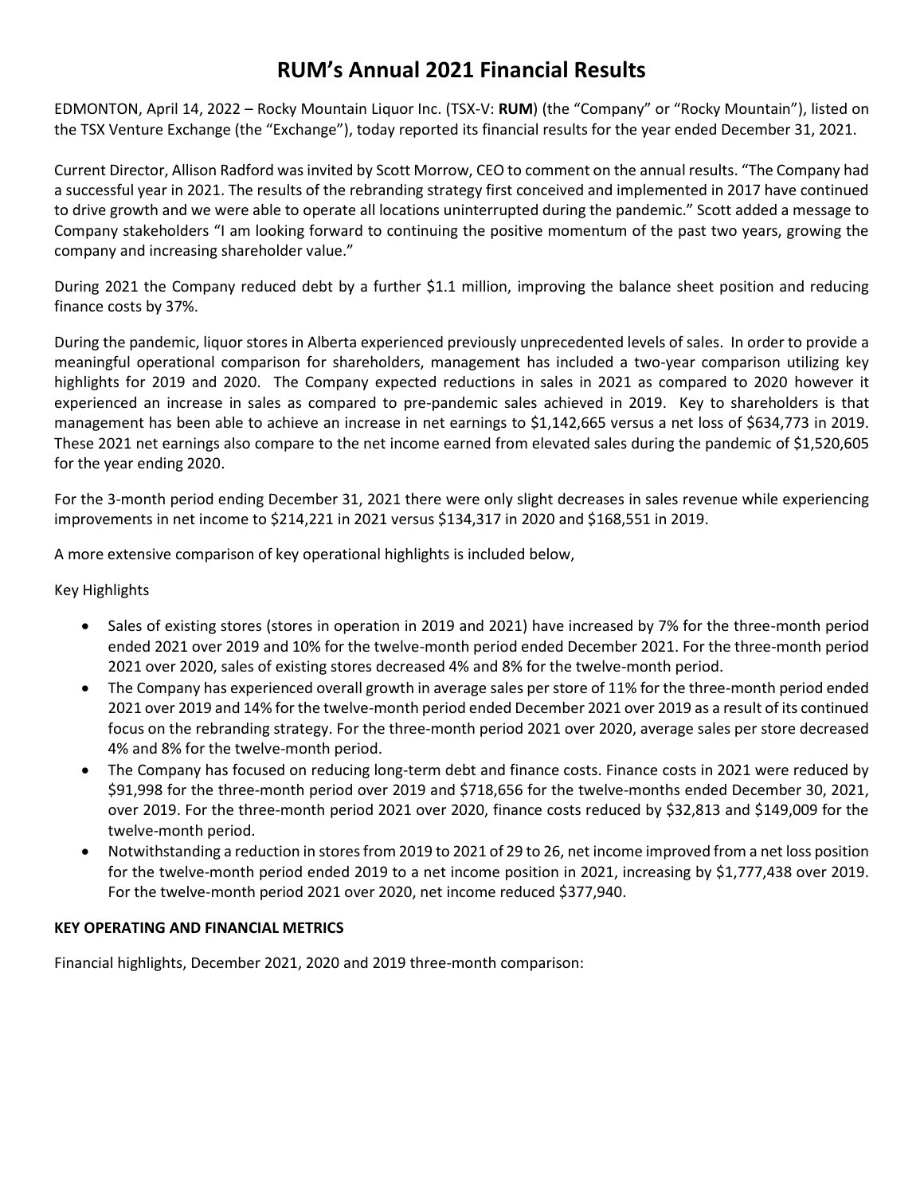# RUM's Annual 2021 Financial Results

EDMONTON, April 14, 2022 – Rocky Mountain Liquor Inc. (TSX-V: **RUM**) (the "Company" or "Rocky Mountain"), listed on the TSX Venture Exchange (the "Exchange"), today reported its financial results for the year ended December 31, 2021.

Current Director, Allison Radford was invited by Scott Morrow, CEO to comment on the annual results. "The Company had a successful year in 2021. The results of the rebranding strategy first conceived and implemented in 2017 have continued to drive growth and we were able to operate all locations uninterrupted during the pandemic." Scott added a message to Company stakeholders "I am looking forward to continuing the positive momentum of the past two years, growing the company and increasing shareholder value."

During 2021 the Company reduced debt by a further $1.1 million, improving the balance sheet position and reducing finance costs by 37%.

During the pandemic, liquor stores in Alberta experienced previously unprecedented levels of sales. In order to provide a meaningful operational comparison for shareholders, management has included a two-year comparison utilizing key highlights for 2019 and 2020. The Company expected reductions in sales in 2021 as compared to 2020 however it experienced an increase in sales as compared to pre-pandemic sales achieved in 2019. Key to shareholders is that management has been able to achieve an increase in net earnings to $1,142,665 versus a net loss of $634,773 in 2019. These 2021 net earnings also compare to the net income earned from elevated sales during the pandemic of $1,520,605 for the year ending 2020.

For the 3-month period ending December 31, 2021 there were only slight decreases in sales revenue while experiencing improvements in net income to $214,221 in 2021 versus $134,317 in 2020 and $168,551 in 2019.

A more extensive comparison of key operational highlights is included below,

Key Highlights

- Sales of existing stores (stores in operation in 2019 and 2021) have increased by 7% for the three-month period ended 2021 over 2019 and 10% for the twelve-month period ended December 2021. For the three-month period 2021 over 2020, sales of existing stores decreased 4% and 8% for the twelve-month period.
- The Company has experienced overall growth in average sales per store of 11% for the three-month period ended 2021 over 2019 and 14% for the twelve-month period ended December 2021 over 2019 as a result of its continued focus on the rebranding strategy. For the three-month period 2021 over 2020, average sales per store decreased 4% and 8% for the twelve-month period.
- The Company has focused on reducing long-term debt and finance costs. Finance costs in 2021 were reduced by $91,998 for the three-month period over 2019 and $718,656 for the twelve-months ended December 30, 2021, over 2019. For the three-month period 2021 over 2020, finance costs reduced by $32,813 and $149,009 for the twelve-month period.
- Notwithstanding a reduction in stores from 2019 to 2021 of 29 to 26, net income improved from a net loss position for the twelve-month period ended 2019 to a net income position in 2021, increasing by $1,777,438 over 2019. For the twelve-month period 2021 over 2020, net income reduced $377,940.

**KEY OPERATING AND FINANCIAL METRICS**

Financial highlights, December 2021, 2020 and 2019 three-month comparison: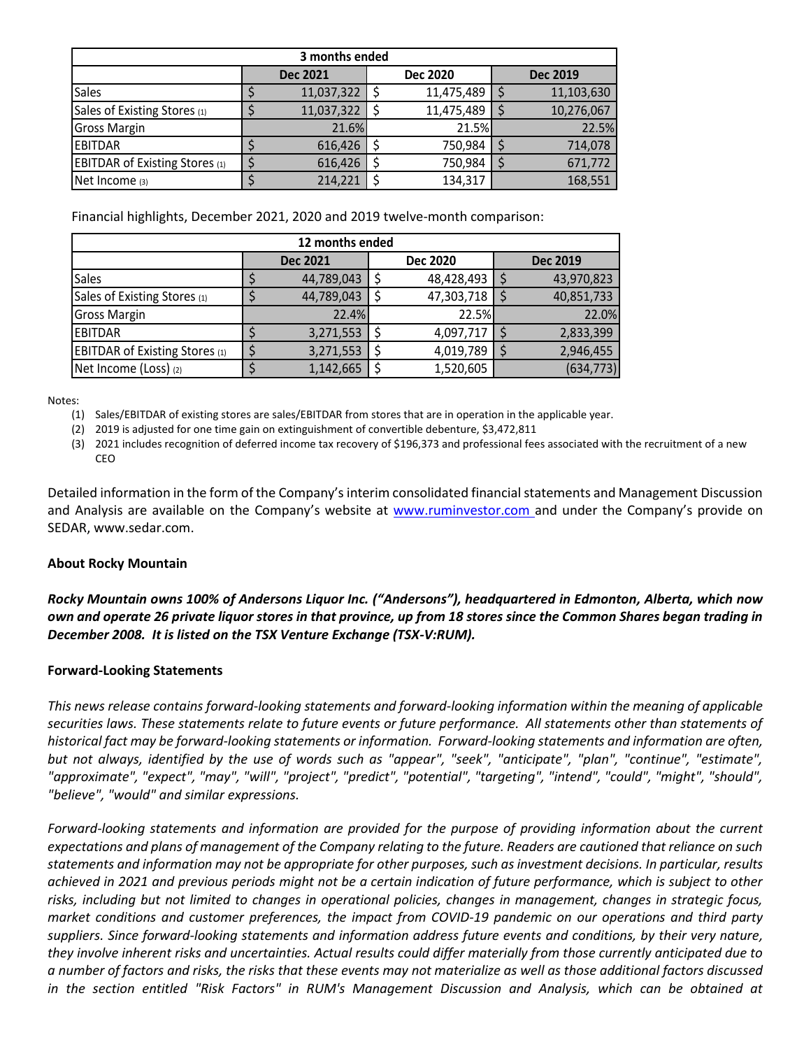| 3 months ended | | | |
|---|---|---|---|
| | Dec 2021 | Dec 2020 | Dec 2019 |
| Sales | $ 11,037,322 | $ 11,475,489 | $ 11,103,630 |
| Sales of Existing Stores (1) | $ 11,037,322 | $ 11,475,489 | $ 10,276,067 |
| Gross Margin | 21.6% | 21.5% | 22.5% |
| EBITDAR | $ 616,426 | $ 750,984 | $ 714,078 |
| EBITDAR of Existing Stores (1) | $ 616,426 | $ 750,984 | $ 671,772 |
| Net Income (3) | $ 214,221 | $ 134,317 | 168,551 |

Financial highlights, December 2021, 2020 and 2019 twelve-month comparison:

| 12 months ended | | | |
|---|---|---|---|
| | Dec 2021 | Dec 2020 | Dec 2019 |
| Sales | $ 44,789,043 | $ 48,428,493 | $ 43,970,823 |
| Sales of Existing Stores (1) | $ 44,789,043 | $ 47,303,718 | $ 40,851,733 |
| Gross Margin | 22.4% | 22.5% | 22.0% |
| EBITDAR | $ 3,271,553 | $ 4,097,717 | $ 2,833,399 |
| EBITDAR of Existing Stores (1) | $ 3,271,553 | $ 4,019,789 | $ 2,946,455 |
| Net Income (Loss) (2) | $ 1,142,665 | $ 1,520,605 | (634,773) |

Notes:

(1) Sales/EBITDAR of existing stores are sales/EBITDAR from stores that are in operation in the applicable year.
(2) 2019 is adjusted for one time gain on extinguishment of convertible debenture, $3,472,811
(3) 2021 includes recognition of deferred income tax recovery of $196,373 and professional fees associated with the recruitment of a new CEO

Detailed information in the form of the Company's interim consolidated financial statements and Management Discussion and Analysis are available on the Company's website at www.ruminvestor.com and under the Company's provide on SEDAR, www.sedar.com.

**About Rocky Mountain**

***Rocky Mountain owns 100% of Andersons Liquor Inc. ("Andersons"), headquartered in Edmonton, Alberta, which now own and operate 26 private liquor stores in that province, up from 18 stores since the Common Shares began trading in December 2008. It is listed on the TSX Venture Exchange (TSX-V:RUM).***

**Forward-Looking Statements**

*This news release contains forward-looking statements and forward-looking information within the meaning of applicable securities laws. These statements relate to future events or future performance. All statements other than statements of historical fact may be forward-looking statements or information. Forward-looking statements and information are often, but not always, identified by the use of words such as "appear", "seek", "anticipate", "plan", "continue", "estimate", "approximate", "expect", "may", "will", "project", "predict", "potential", "targeting", "intend", "could", "might", "should", "believe", "would" and similar expressions.*

*Forward-looking statements and information are provided for the purpose of providing information about the current expectations and plans of management of the Company relating to the future. Readers are cautioned that reliance on such statements and information may not be appropriate for other purposes, such as investment decisions. In particular, results achieved in 2021 and previous periods might not be a certain indication of future performance, which is subject to other risks, including but not limited to changes in operational policies, changes in management, changes in strategic focus, market conditions and customer preferences, the impact from COVID-19 pandemic on our operations and third party suppliers. Since forward-looking statements and information address future events and conditions, by their very nature, they involve inherent risks and uncertainties. Actual results could differ materially from those currently anticipated due to a number of factors and risks, the risks that these events may not materialize as well as those additional factors discussed in the section entitled "Risk Factors" in RUM's Management Discussion and Analysis, which can be obtained at*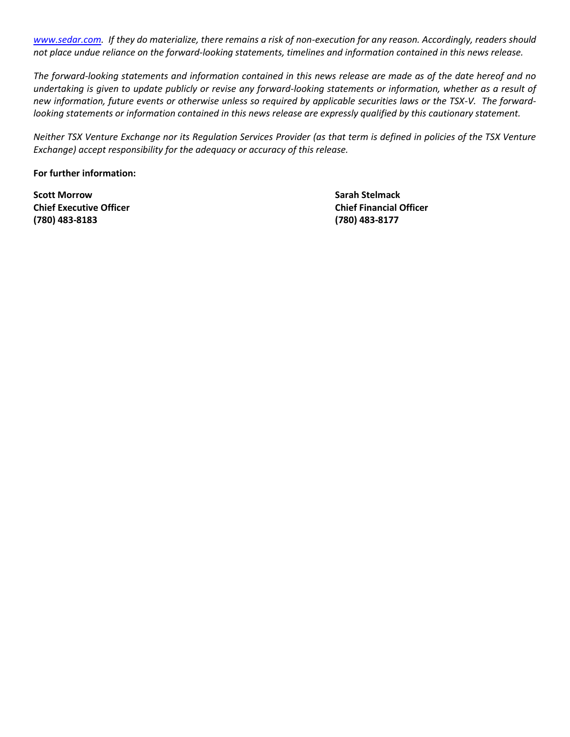*[www.sedar.com](http://www.sedar.com). If they do materialize, there remains a risk of non-execution for any reason. Accordingly, readers should not place undue reliance on the forward-looking statements, timelines and information contained in this news release.*

*The forward-looking statements and information contained in this news release are made as of the date hereof and no undertaking is given to update publicly or revise any forward-looking statements or information, whether as a result of new information, future events or otherwise unless so required by applicable securities laws or the TSX-V. The forward-looking statements or information contained in this news release are expressly qualified by this cautionary statement.*

*Neither TSX Venture Exchange nor its Regulation Services Provider (as that term is defined in policies of the TSX Venture Exchange) accept responsibility for the adequacy or accuracy of this release.*

**For further information:**

**Scott Morrow**
**Chief Executive Officer**
**(780) 483-8183**

**Sarah Stelmack**
**Chief Financial Officer**
**(780) 483-8177**